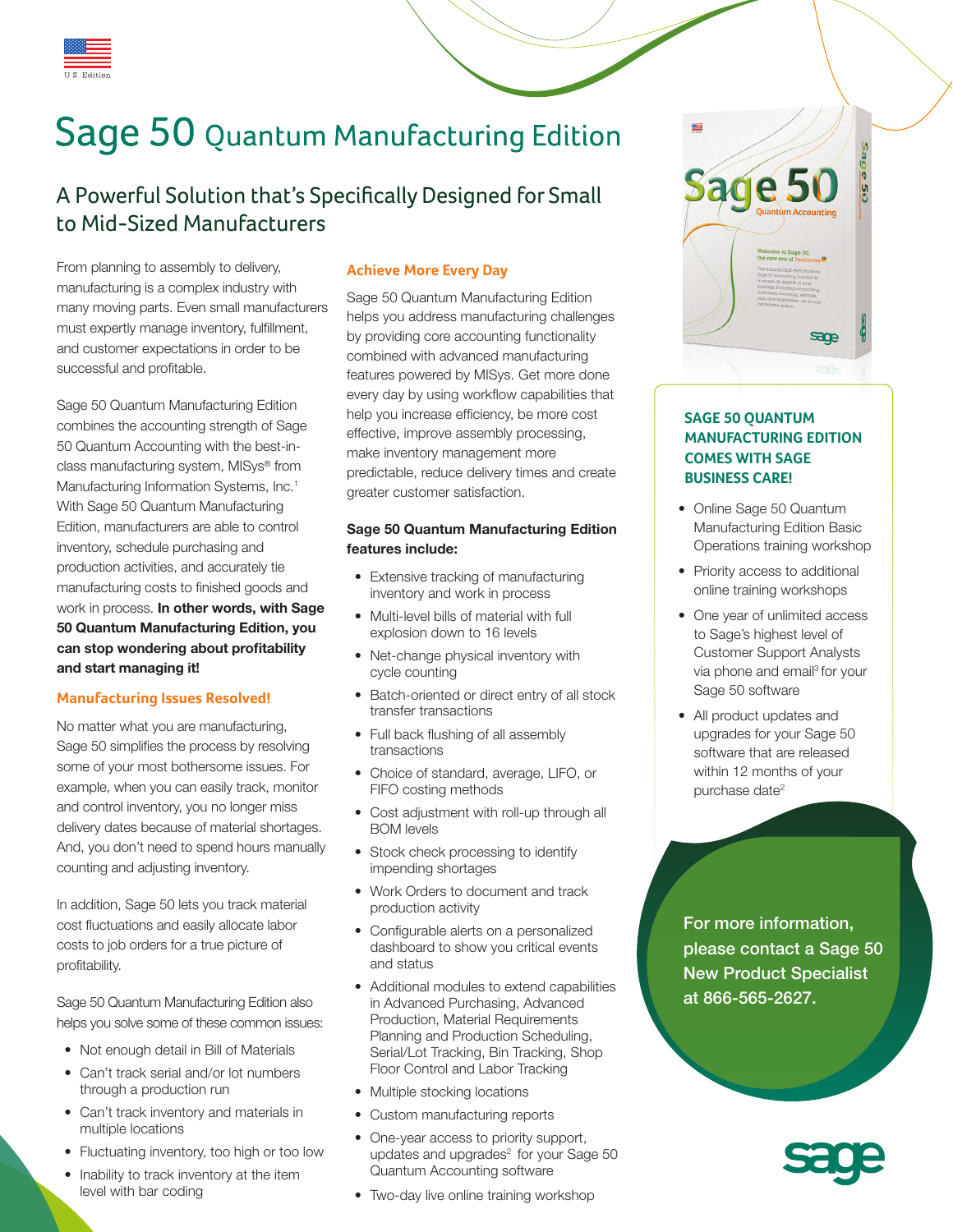US Edition

# Sage 50 Quantum Manufacturing Edition

## A Powerful Solution that's Specifically Designed for Small to Mid-Sized Manufacturers

From planning to assembly to delivery, manufacturing is a complex industry with many moving parts. Even small manufacturers must expertly manage inventory, fulfillment, and customer expectations in order to be successful and profitable.

Sage 50 Quantum Manufacturing Edition combines the accounting strength of Sage 50 Quantum Accounting with the best-in-class manufacturing system, MISys® from Manufacturing Information Systems, Inc.[1] With Sage 50 Quantum Manufacturing Edition, manufacturers are able to control inventory, schedule purchasing and production activities, and accurately tie manufacturing costs to finished goods and work in process. **In other words, with Sage 50 Quantum Manufacturing Edition, you can stop wondering about profitability and start managing it!**

### Manufacturing Issues Resolved!

No matter what you are manufacturing, Sage 50 simplifies the process by resolving some of your most bothersome issues. For example, when you can easily track, monitor and control inventory, you no longer miss delivery dates because of material shortages. And, you don't need to spend hours manually counting and adjusting inventory.

In addition, Sage 50 lets you track material cost fluctuations and easily allocate labor costs to job orders for a true picture of profitability.

Sage 50 Quantum Manufacturing Edition also helps you solve some of these common issues:

- Not enough detail in Bill of Materials
- Can't track serial and/or lot numbers through a production run
- Can't track inventory and materials in multiple locations
- Fluctuating inventory, too high or too low
- Inability to track inventory at the item level with bar coding

### Achieve More Every Day

Sage 50 Quantum Manufacturing Edition helps you address manufacturing challenges by providing core accounting functionality combined with advanced manufacturing features powered by MISys. Get more done every day by using workflow capabilities that help you increase efficiency, be more cost effective, improve assembly processing, make inventory management more predictable, reduce delivery times and create greater customer satisfaction.

**Sage 50 Quantum Manufacturing Edition features include:**

- Extensive tracking of manufacturing inventory and work in process
- Multi-level bills of material with full explosion down to 16 levels
- Net-change physical inventory with cycle counting
- Batch-oriented or direct entry of all stock transfer transactions
- Full back flushing of all assembly transactions
- Choice of standard, average, LIFO, or FIFO costing methods
- Cost adjustment with roll-up through all BOM levels
- Stock check processing to identify impending shortages
- Work Orders to document and track production activity
- Configurable alerts on a personalized dashboard to show you critical events and status
- Additional modules to extend capabilities in Advanced Purchasing, Advanced Production, Material Requirements Planning and Production Scheduling, Serial/Lot Tracking, Bin Tracking, Shop Floor Control and Labor Tracking
- Multiple stocking locations
- Custom manufacturing reports
- One-year access to priority support, updates and upgrades[2] for your Sage 50 Quantum Accounting software
- Two-day live online training workshop

### SAGE 50 QUANTUM MANUFACTURING EDITION COMES WITH SAGE BUSINESS CARE!

- Online Sage 50 Quantum Manufacturing Edition Basic Operations training workshop
- Priority access to additional online training workshops
- One year of unlimited access to Sage's highest level of Customer Support Analysts via phone and email[3] for your Sage 50 software
- All product updates and upgrades for your Sage 50 software that are released within 12 months of your purchase date[2]

For more information, please contact a Sage 50 New Product Specialist at 866-565-2627.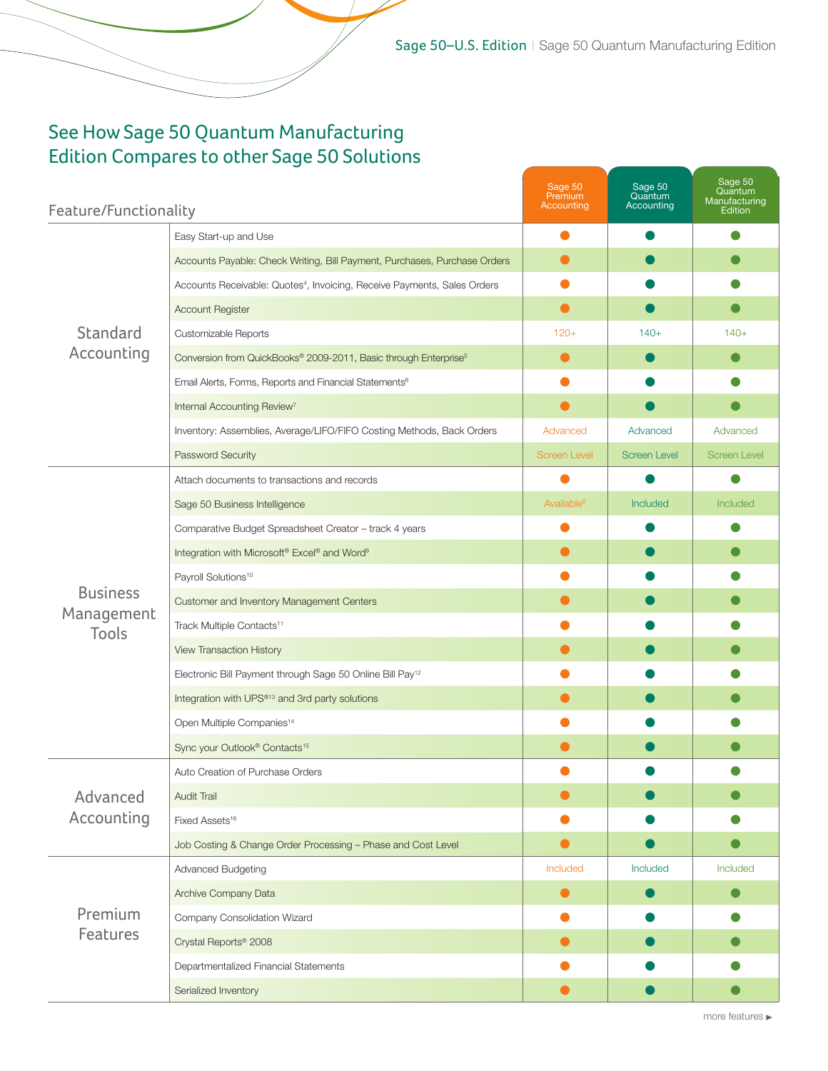## See How Sage 50 Quantum Manufacturing Edition Compares to other Sage 50 Solutions

| Feature/Functionality | | Sage 50 Premium Accounting | Sage 50 Quantum Accounting | Sage 50 Quantum Manufacturing Edition |
|---|---|---|---|---|
| Standard Accounting | Easy Start-up and Use | ● | ● | ● |
| | Accounts Payable: Check Writing, Bill Payment, Purchases, Purchase Orders | ● | ● | ● |
| | Accounts Receivable: Quotes[4], Invoicing, Receive Payments, Sales Orders | ● | ● | ● |
| | Account Register | ● | ● | ● |
| | Customizable Reports | 120+ | 140+ | 140+ |
| | Conversion from QuickBooks® 2009-2011, Basic through Enterprise[5] | ● | ● | ● |
| | Email Alerts, Forms, Reports and Financial Statements[6] | ● | ● | ● |
| | Internal Accounting Review[7] | ● | ● | ● |
| | Inventory: Assemblies, Average/LIFO/FIFO Costing Methods, Back Orders | Advanced | Advanced | Advanced |
| | Password Security | Screen Level | Screen Level | Screen Level |
| Business Management Tools | Attach documents to transactions and records | ● | ● | ● |
| | Sage 50 Business Intelligence | Available[8] | Included | Included |
| | Comparative Budget Spreadsheet Creator – track 4 years | ● | ● | ● |
| | Integration with Microsoft® Excel® and Word[9] | ● | ● | ● |
| | Payroll Solutions[10] | ● | ● | ● |
| | Customer and Inventory Management Centers | ● | ● | ● |
| | Track Multiple Contacts[11] | ● | ● | ● |
| | View Transaction History | ● | ● | ● |
| | Electronic Bill Payment through Sage 50 Online Bill Pay[12] | ● | ● | ● |
| | Integration with UPS®[13] and 3rd party solutions | ● | ● | ● |
| | Open Multiple Companies[14] | ● | ● | ● |
| | Sync your Outlook® Contacts[15] | ● | ● | ● |
| Advanced Accounting | Auto Creation of Purchase Orders | ● | ● | ● |
| | Audit Trail | ● | ● | ● |
| | Fixed Assets[16] | ● | ● | ● |
| | Job Costing & Change Order Processing – Phase and Cost Level | ● | ● | ● |
| Premium Features | Advanced Budgeting | Included | Included | Included |
| | Archive Company Data | ● | ● | ● |
| | Company Consolidation Wizard | ● | ● | ● |
| | Crystal Reports® 2008 | ● | ● | ● |
| | Departmentalized Financial Statements | ● | ● | ● |
| | Serialized Inventory | ● | ● | ● |

more features ▶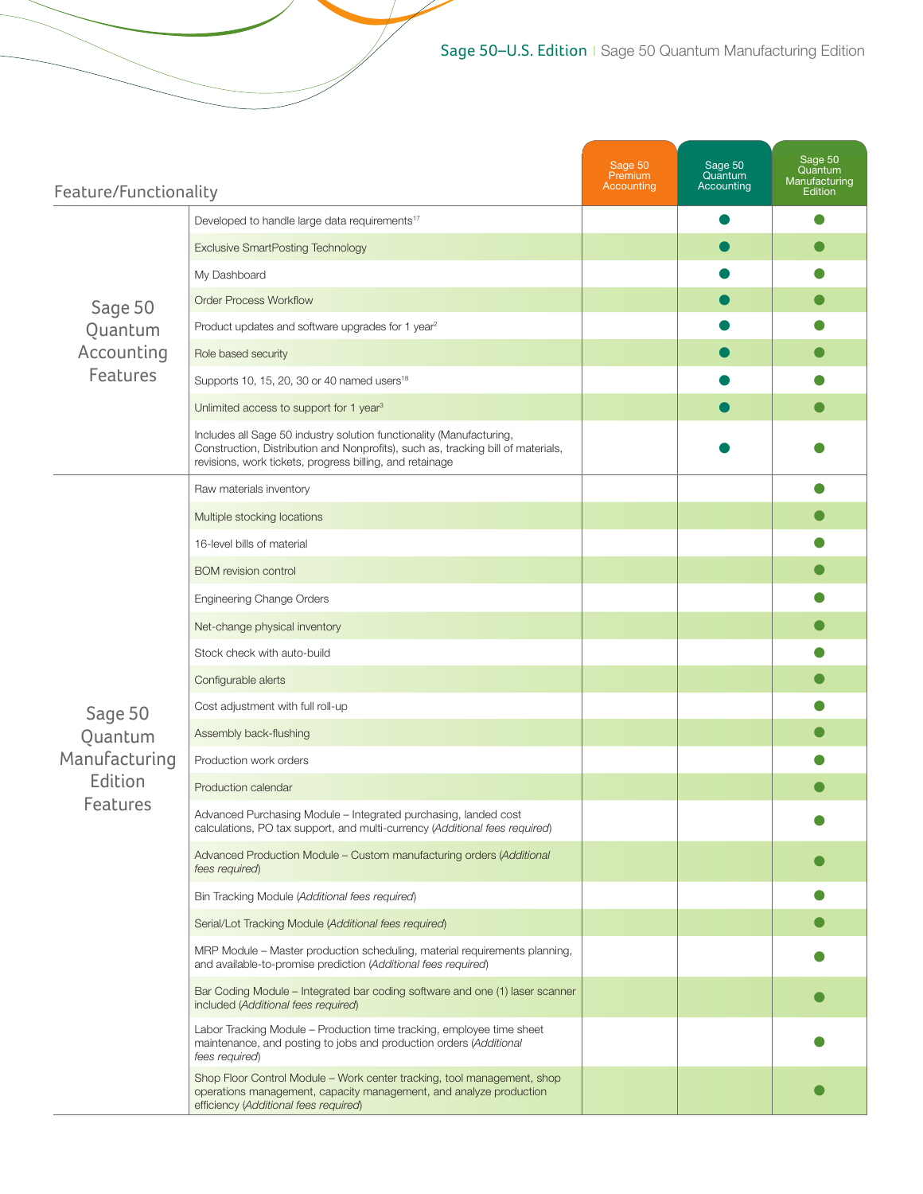| Feature/Functionality | | Sage 50 Premium Accounting | Sage 50 Quantum Accounting | Sage 50 Quantum Manufacturing Edition |
|---|---|---|---|---|
| Sage 50 Quantum Accounting Features | Developed to handle large data requirements[17] | | ● | ● |
| | Exclusive SmartPosting Technology | | ● | ● |
| | My Dashboard | | ● | ● |
| | Order Process Workflow | | ● | ● |
| | Product updates and software upgrades for 1 year[2] | | ● | ● |
| | Role based security | | ● | ● |
| | Supports 10, 15, 20, 30 or 40 named users[18] | | ● | ● |
| | Unlimited access to support for 1 year[3] | | ● | ● |
| | Includes all Sage 50 industry solution functionality (Manufacturing, Construction, Distribution and Nonprofits), such as, tracking bill of materials, revisions, work tickets, progress billing, and retainage | | ● | ● |
| Sage 50 Quantum Manufacturing Edition Features | Raw materials inventory | | | ● |
| | Multiple stocking locations | | | ● |
| | 16-level bills of material | | | ● |
| | BOM revision control | | | ● |
| | Engineering Change Orders | | | ● |
| | Net-change physical inventory | | | ● |
| | Stock check with auto-build | | | ● |
| | Configurable alerts | | | ● |
| | Cost adjustment with full roll-up | | | ● |
| | Assembly back-flushing | | | ● |
| | Production work orders | | | ● |
| | Production calendar | | | ● |
| | Advanced Purchasing Module – Integrated purchasing, landed cost calculations, PO tax support, and multi-currency (*Additional fees required*) | | | ● |
| | Advanced Production Module – Custom manufacturing orders (*Additional fees required*) | | | ● |
| | Bin Tracking Module (*Additional fees required*) | | | ● |
| | Serial/Lot Tracking Module (*Additional fees required*) | | | ● |
| | MRP Module – Master production scheduling, material requirements planning, and available-to-promise prediction (*Additional fees required*) | | | ● |
| | Bar Coding Module – Integrated bar coding software and one (1) laser scanner included (*Additional fees required*) | | | ● |
| | Labor Tracking Module – Production time tracking, employee time sheet maintenance, and posting to jobs and production orders (*Additional fees required*) | | | ● |
| | Shop Floor Control Module – Work center tracking, tool management, shop operations management, capacity management, and analyze production efficiency (*Additional fees required*) | | | ● |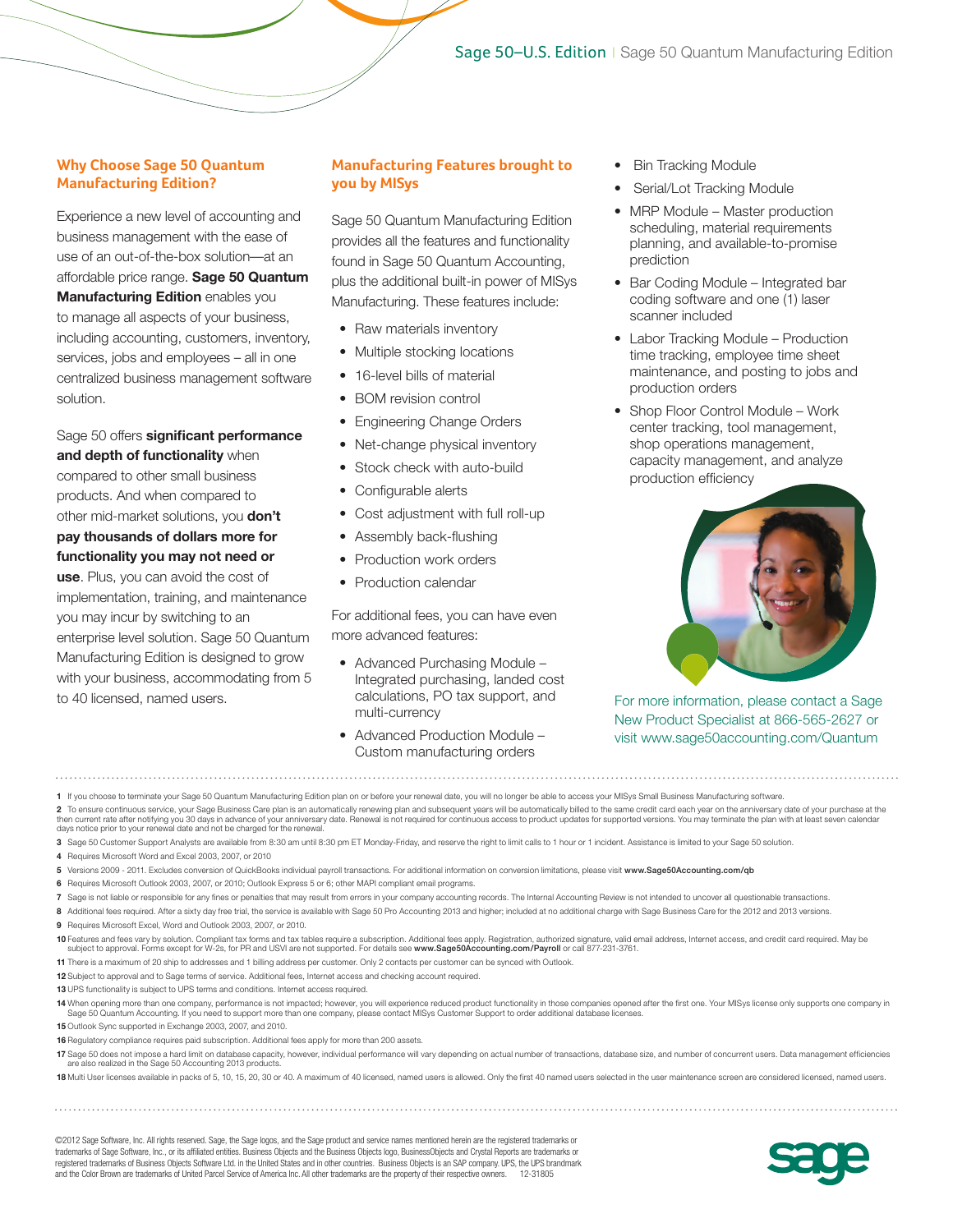## Why Choose Sage 50 Quantum Manufacturing Edition?

Experience a new level of accounting and business management with the ease of use of an out-of-the-box solution—at an affordable price range. **Sage 50 Quantum Manufacturing Edition** enables you to manage all aspects of your business, including accounting, customers, inventory, services, jobs and employees – all in one centralized business management software solution.

Sage 50 offers **significant performance and depth of functionality** when compared to other small business products. And when compared to other mid-market solutions, you **don't pay thousands of dollars more for functionality you may not need or use**. Plus, you can avoid the cost of implementation, training, and maintenance you may incur by switching to an enterprise level solution. Sage 50 Quantum Manufacturing Edition is designed to grow with your business, accommodating from 5 to 40 licensed, named users.

## Manufacturing Features brought to you by MISys

Sage 50 Quantum Manufacturing Edition provides all the features and functionality found in Sage 50 Quantum Accounting, plus the additional built-in power of MISys Manufacturing. These features include:

- Raw materials inventory
- Multiple stocking locations
- 16-level bills of material
- BOM revision control
- Engineering Change Orders
- Net-change physical inventory
- Stock check with auto-build
- Configurable alerts
- Cost adjustment with full roll-up
- Assembly back-flushing
- Production work orders
- Production calendar

For additional fees, you can have even more advanced features:

- Advanced Purchasing Module – Integrated purchasing, landed cost calculations, PO tax support, and multi-currency
- Advanced Production Module – Custom manufacturing orders
- Bin Tracking Module
- Serial/Lot Tracking Module
- MRP Module – Master production scheduling, material requirements planning, and available-to-promise prediction
- Bar Coding Module – Integrated bar coding software and one (1) laser scanner included
- Labor Tracking Module – Production time tracking, employee time sheet maintenance, and posting to jobs and production orders
- Shop Floor Control Module – Work center tracking, tool management, shop operations management, capacity management, and analyze production efficiency

For more information, please contact a Sage New Product Specialist at 866-565-2627 or visit www.sage50accounting.com/Quantum

---

**1** If you choose to terminate your Sage 50 Quantum Manufacturing Edition plan on or before your renewal date, you will no longer be able to access your MISys Small Business Manufacturing software.

**2** To ensure continuous service, your Sage Business Care plan is an automatically renewing plan and subsequent years will be automatically billed to the same credit card each year on the anniversary date of your purchase at the then current rate after notifying you 30 days in advance of your anniversary date. Renewal is not required for continuous access to product updates for supported versions. You may terminate the plan with at least seven calendar days notice prior to your renewal date and not be charged for the renewal.

**3** Sage 50 Customer Support Analysts are available from 8:30 am until 8:30 pm ET Monday-Friday, and reserve the right to limit calls to 1 hour or 1 incident. Assistance is limited to your Sage 50 solution.

**4** Requires Microsoft Word and Excel 2003, 2007, or 2010

**5** Versions 2009 - 2011. Excludes conversion of QuickBooks individual payroll transactions. For additional information on conversion limitations, please visit **www.Sage50Accounting.com/qb**

**6** Requires Microsoft Outlook 2003, 2007, or 2010; Outlook Express 5 or 6; other MAPI compliant email programs.

**7** Sage is not liable or responsible for any fines or penalties that may result from errors in your company accounting records. The Internal Accounting Review is not intended to uncover all questionable transactions.

**8** Additional fees required. After a sixty day free trial, the service is available with Sage 50 Pro Accounting 2013 and higher; included at no additional charge with Sage Business Care for the 2012 and 2013 versions.

**9** Requires Microsoft Excel, Word and Outlook 2003, 2007, or 2010.

**10** Features and fees vary by solution. Compliant tax forms and tax tables require a subscription. Additional fees apply. Registration, authorized signature, valid email address, Internet access, and credit card required. May be subject to approval. Forms except for W-2s, for PR and USVI are not supported. For details see **www.Sage50Accounting.com/Payroll** or call 877-231-3761.

**11** There is a maximum of 20 ship to addresses and 1 billing address per customer. Only 2 contacts per customer can be synced with Outlook.

**12** Subject to approval and to Sage terms of service. Additional fees, Internet access and checking account required.

**13** UPS functionality is subject to UPS terms and conditions. Internet access required.

**14** When opening more than one company, performance is not impacted; however, you will experience reduced product functionality in those companies opened after the first one. Your MISys license only supports one company in Sage 50 Quantum Accounting. If you need to support more than one company, please contact MISys Customer Support to order additional database licenses.

**15** Outlook Sync supported in Exchange 2003, 2007, and 2010.

**16** Regulatory compliance requires paid subscription. Additional fees apply for more than 200 assets.

**17** Sage 50 does not impose a hard limit on database capacity, however, individual performance will vary depending on actual number of transactions, database size, and number of concurrent users. Data management efficiencies are also realized in the Sage 50 Accounting 2013 products.

**18** Multi User licenses available in packs of 5, 10, 15, 20, 30 or 40. A maximum of 40 licensed, named users is allowed. Only the first 40 named users selected in the user maintenance screen are considered licensed, named users.

---

©2012 Sage Software, Inc. All rights reserved. Sage, the Sage logos, and the Sage product and service names mentioned herein are the registered trademarks or trademarks of Sage Software, Inc., or its affiliated entities. Business Objects and the Business Objects logo, BusinessObjects and Crystal Reports are trademarks or registered trademarks of Business Objects Software Ltd. in the United States and in other countries. Business Objects is an SAP company. UPS, the UPS brandmark and the Color Brown are trademarks of United Parcel Service of America Inc. All other trademarks are the property of their respective owners. 12-31805